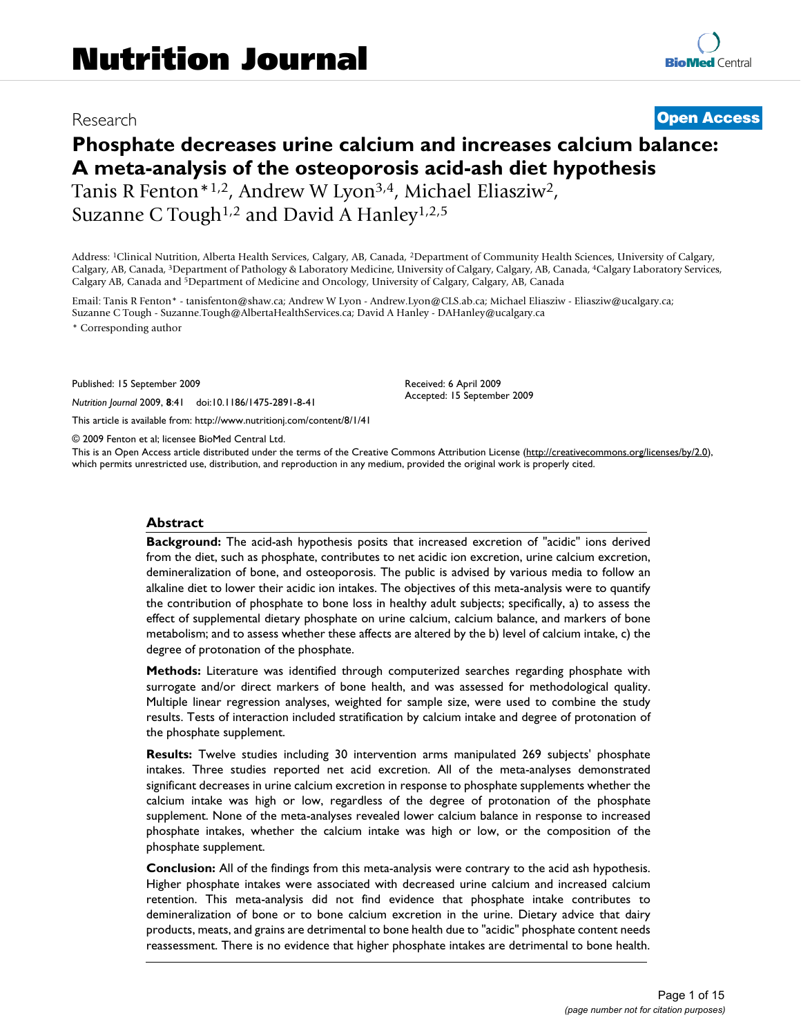# Nutrition Journal

Research **Open Access**

# Phosphate decreases urine calcium and increases calcium balance: A meta-analysis of the osteoporosis acid-ash diet hypothesis

Tanis R Fenton*[1,2], Andrew W Lyon[3,4], Michael Eliasziw[2], Suzanne C Tough[1,2] and David A Hanley[1,2,5]

Address: [1]Clinical Nutrition, Alberta Health Services, Calgary, AB, Canada, [2]Department of Community Health Sciences, University of Calgary, Calgary, AB, Canada, [3]Department of Pathology & Laboratory Medicine, University of Calgary, Calgary, AB, Canada, [4]Calgary Laboratory Services, Calgary AB, Canada and [5]Department of Medicine and Oncology, University of Calgary, Calgary, AB, Canada

Email: Tanis R Fenton* - tanisfenton@shaw.ca; Andrew W Lyon - Andrew.Lyon@CLS.ab.ca; Michael Eliasziw - Eliasziw@ucalgary.ca; Suzanne C Tough - Suzanne.Tough@AlbertaHealthServices.ca; David A Hanley - DAHanley@ucalgary.ca

* Corresponding author

Published: 15 September 2009

*Nutrition Journal* 2009, **8**:41 doi:10.1186/1475-2891-8-41

Received: 6 April 2009
Accepted: 15 September 2009

This article is available from: http://www.nutritionj.com/content/8/1/41

© 2009 Fenton et al; licensee BioMed Central Ltd.

This is an Open Access article distributed under the terms of the Creative Commons Attribution License (http://creativecommons.org/licenses/by/2.0), which permits unrestricted use, distribution, and reproduction in any medium, provided the original work is properly cited.

## Abstract

**Background:** The acid-ash hypothesis posits that increased excretion of "acidic" ions derived from the diet, such as phosphate, contributes to net acidic ion excretion, urine calcium excretion, demineralization of bone, and osteoporosis. The public is advised by various media to follow an alkaline diet to lower their acidic ion intakes. The objectives of this meta-analysis were to quantify the contribution of phosphate to bone loss in healthy adult subjects; specifically, a) to assess the effect of supplemental dietary phosphate on urine calcium, calcium balance, and markers of bone metabolism; and to assess whether these affects are altered by the b) level of calcium intake, c) the degree of protonation of the phosphate.

**Methods:** Literature was identified through computerized searches regarding phosphate with surrogate and/or direct markers of bone health, and was assessed for methodological quality. Multiple linear regression analyses, weighted for sample size, were used to combine the study results. Tests of interaction included stratification by calcium intake and degree of protonation of the phosphate supplement.

**Results:** Twelve studies including 30 intervention arms manipulated 269 subjects' phosphate intakes. Three studies reported net acid excretion. All of the meta-analyses demonstrated significant decreases in urine calcium excretion in response to phosphate supplements whether the calcium intake was high or low, regardless of the degree of protonation of the phosphate supplement. None of the meta-analyses revealed lower calcium balance in response to increased phosphate intakes, whether the calcium intake was high or low, or the composition of the phosphate supplement.

**Conclusion:** All of the findings from this meta-analysis were contrary to the acid ash hypothesis. Higher phosphate intakes were associated with decreased urine calcium and increased calcium retention. This meta-analysis did not find evidence that phosphate intake contributes to demineralization of bone or to bone calcium excretion in the urine. Dietary advice that dairy products, meats, and grains are detrimental to bone health due to "acidic" phosphate content needs reassessment. There is no evidence that higher phosphate intakes are detrimental to bone health.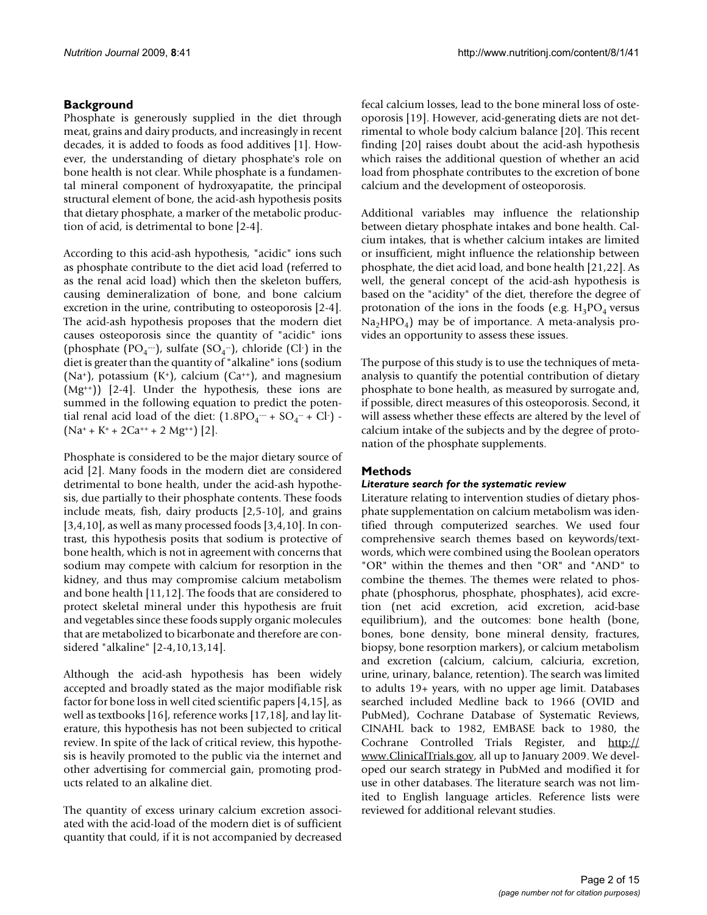## Background

Phosphate is generously supplied in the diet through meat, grains and dairy products, and increasingly in recent decades, it is added to foods as food additives [1]. However, the understanding of dietary phosphate's role on bone health is not clear. While phosphate is a fundamental mineral component of hydroxyapatite, the principal structural element of bone, the acid-ash hypothesis posits that dietary phosphate, a marker of the metabolic production of acid, is detrimental to bone [2-4].

According to this acid-ash hypothesis, "acidic" ions such as phosphate contribute to the diet acid load (referred to as the renal acid load) which then the skeleton buffers, causing demineralization of bone, and bone calcium excretion in the urine, contributing to osteoporosis [2-4]. The acid-ash hypothesis proposes that the modern diet causes osteoporosis since the quantity of "acidic" ions (phosphate ($PO_4^{---}$), sulfate ($SO_4^{--}$), chloride ($Cl^-$) in the diet is greater than the quantity of "alkaline" ions (sodium ($Na^+$), potassium ($K^+$), calcium ($Ca^{++}$), and magnesium ($Mg^{++}$)) [2-4]. Under the hypothesis, these ions are summed in the following equation to predict the potential renal acid load of the diet: $(1.8PO_4^{---} + SO_4^{--} + Cl^-) - (Na^+ + K^+ + 2Ca^{++} + 2\,Mg^{++})$ [2].

Phosphate is considered to be the major dietary source of acid [2]. Many foods in the modern diet are considered detrimental to bone health, under the acid-ash hypothesis, due partially to their phosphate contents. These foods include meats, fish, dairy products [2,5-10], and grains [3,4,10], as well as many processed foods [3,4,10]. In contrast, this hypothesis posits that sodium is protective of bone health, which is not in agreement with concerns that sodium may compete with calcium for resorption in the kidney, and thus may compromise calcium metabolism and bone health [11,12]. The foods that are considered to protect skeletal mineral under this hypothesis are fruit and vegetables since these foods supply organic molecules that are metabolized to bicarbonate and therefore are considered "alkaline" [2-4,10,13,14].

Although the acid-ash hypothesis has been widely accepted and broadly stated as the major modifiable risk factor for bone loss in well cited scientific papers [4,15], as well as textbooks [16], reference works [17,18], and lay literature, this hypothesis has not been subjected to critical review. In spite of the lack of critical review, this hypothesis is heavily promoted to the public via the internet and other advertising for commercial gain, promoting products related to an alkaline diet.

The quantity of excess urinary calcium excretion associated with the acid-load of the modern diet is of sufficient quantity that could, if it is not accompanied by decreased fecal calcium losses, lead to the bone mineral loss of osteoporosis [19]. However, acid-generating diets are not detrimental to whole body calcium balance [20]. This recent finding [20] raises doubt about the acid-ash hypothesis which raises the additional question of whether an acid load from phosphate contributes to the excretion of bone calcium and the development of osteoporosis.

Additional variables may influence the relationship between dietary phosphate intakes and bone health. Calcium intakes, that is whether calcium intakes are limited or insufficient, might influence the relationship between phosphate, the diet acid load, and bone health [21,22]. As well, the general concept of the acid-ash hypothesis is based on the "acidity" of the diet, therefore the degree of protonation of the ions in the foods (e.g. $H_3PO_4$ versus $Na_2HPO_4$) may be of importance. A meta-analysis provides an opportunity to assess these issues.

The purpose of this study is to use the techniques of meta-analysis to quantify the potential contribution of dietary phosphate to bone health, as measured by surrogate and, if possible, direct measures of this osteoporosis. Second, it will assess whether these effects are altered by the level of calcium intake of the subjects and by the degree of protonation of the phosphate supplements.

## Methods

### *Literature search for the systematic review*

Literature relating to intervention studies of dietary phosphate supplementation on calcium metabolism was identified through computerized searches. We used four comprehensive search themes based on keywords/textwords, which were combined using the Boolean operators "OR" within the themes and then "OR" and "AND" to combine the themes. The themes were related to phosphate (phosphorus, phosphate, phosphates), acid excretion (net acid excretion, acid excretion, acid-base equilibrium), and the outcomes: bone health (bone, bones, bone density, bone mineral density, fractures, biopsy, bone resorption markers), or calcium metabolism and excretion (calcium, calcium, calciuria, excretion, urine, urinary, balance, retention). The search was limited to adults 19+ years, with no upper age limit. Databases searched included Medline back to 1966 (OVID and PubMed), Cochrane Database of Systematic Reviews, CINAHL back to 1982, EMBASE back to 1980, the Cochrane Controlled Trials Register, and http://www.ClinicalTrials.gov, all up to January 2009. We developed our search strategy in PubMed and modified it for use in other databases. The literature search was not limited to English language articles. Reference lists were reviewed for additional relevant studies.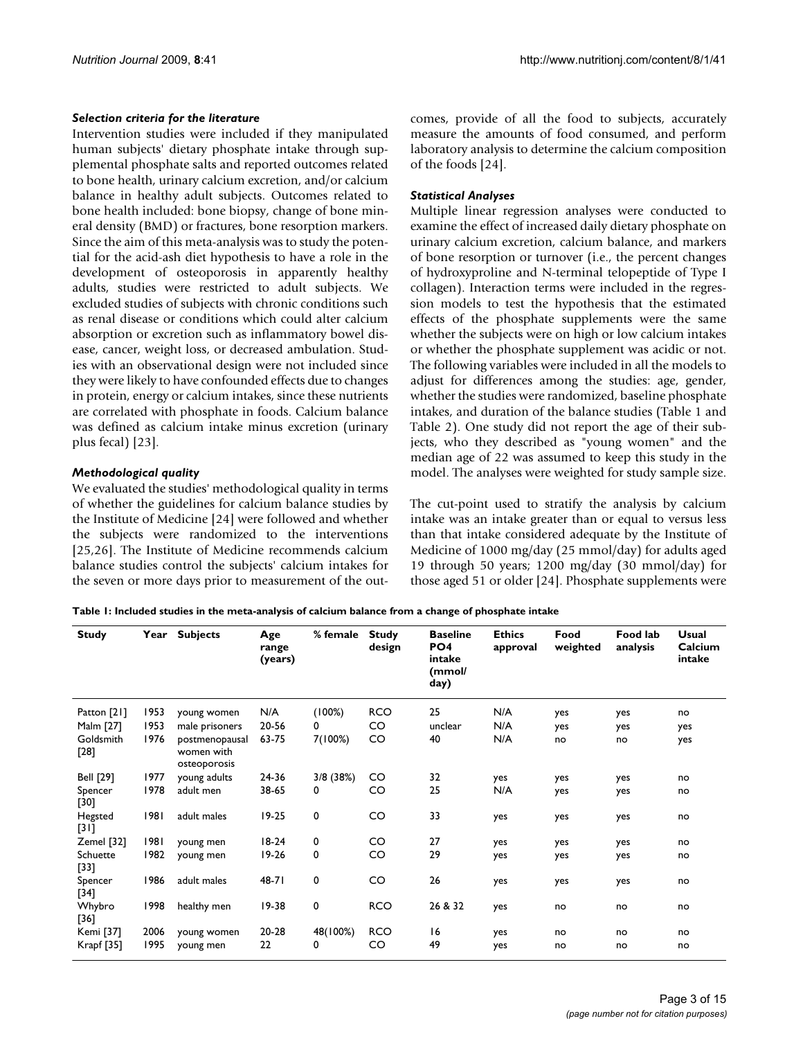### *Selection criteria for the literature*

Intervention studies were included if they manipulated human subjects' dietary phosphate intake through supplemental phosphate salts and reported outcomes related to bone health, urinary calcium excretion, and/or calcium balance in healthy adult subjects. Outcomes related to bone health included: bone biopsy, change of bone mineral density (BMD) or fractures, bone resorption markers. Since the aim of this meta-analysis was to study the potential for the acid-ash diet hypothesis to have a role in the development of osteoporosis in apparently healthy adults, studies were restricted to adult subjects. We excluded studies of subjects with chronic conditions such as renal disease or conditions which could alter calcium absorption or excretion such as inflammatory bowel disease, cancer, weight loss, or decreased ambulation. Studies with an observational design were not included since they were likely to have confounded effects due to changes in protein, energy or calcium intakes, since these nutrients are correlated with phosphate in foods. Calcium balance was defined as calcium intake minus excretion (urinary plus fecal) [23].

### *Methodological quality*

We evaluated the studies' methodological quality in terms of whether the guidelines for calcium balance studies by the Institute of Medicine [24] were followed and whether the subjects were randomized to the interventions [25,26]. The Institute of Medicine recommends calcium balance studies control the subjects' calcium intakes for the seven or more days prior to measurement of the outcomes, provide of all the food to subjects, accurately measure the amounts of food consumed, and perform laboratory analysis to determine the calcium composition of the foods [24].

### *Statistical Analyses*

Multiple linear regression analyses were conducted to examine the effect of increased daily dietary phosphate on urinary calcium excretion, calcium balance, and markers of bone resorption or turnover (i.e., the percent changes of hydroxyproline and N-terminal telopeptide of Type I collagen). Interaction terms were included in the regression models to test the hypothesis that the estimated effects of the phosphate supplements were the same whether the subjects were on high or low calcium intakes or whether the phosphate supplement was acidic or not. The following variables were included in all the models to adjust for differences among the studies: age, gender, whether the studies were randomized, baseline phosphate intakes, and duration of the balance studies (Table 1 and Table 2). One study did not report the age of their subjects, who they described as "young women" and the median age of 22 was assumed to keep this study in the model. The analyses were weighted for study sample size.

The cut-point used to stratify the analysis by calcium intake was an intake greater than or equal to versus less than that intake considered adequate by the Institute of Medicine of 1000 mg/day (25 mmol/day) for adults aged 19 through 50 years; 1200 mg/day (30 mmol/day) for those aged 51 or older [24]. Phosphate supplements were

**Table 1: Included studies in the meta-analysis of calcium balance from a change of phosphate intake**

| Study | Year | Subjects | Age range (years) | % female | Study design | Baseline PO4 intake (mmol/day) | Ethics approval | Food weighted | Food lab analysis | Usual Calcium intake |
|---|---|---|---|---|---|---|---|---|---|---|
| Patton [21] | 1953 | young women | N/A | (100%) | RCO | 25 | N/A | yes | yes | no |
| Malm [27] | 1953 | male prisoners | 20-56 | 0 | CO | unclear | N/A | yes | yes | yes |
| Goldsmith [28] | 1976 | postmenopausal women with osteoporosis | 63-75 | 7(100%) | CO | 40 | N/A | no | no | yes |
| Bell [29] | 1977 | young adults | 24-36 | 3/8 (38%) | CO | 32 | yes | yes | yes | no |
| Spencer [30] | 1978 | adult men | 38-65 | 0 | CO | 25 | N/A | yes | yes | no |
| Hegsted [31] | 1981 | adult males | 19-25 | 0 | CO | 33 | yes | yes | yes | no |
| Zemel [32] | 1981 | young men | 18-24 | 0 | CO | 27 | yes | yes | yes | no |
| Schuette [33] | 1982 | young men | 19-26 | 0 | CO | 29 | yes | yes | yes | no |
| Spencer [34] | 1986 | adult males | 48-71 | 0 | CO | 26 | yes | yes | yes | no |
| Whybro [36] | 1998 | healthy men | 19-38 | 0 | RCO | 26 & 32 | yes | no | no | no |
| Kemi [37] | 2006 | young women | 20-28 | 48(100%) | RCO | 16 | yes | no | no | no |
| Krapf [35] | 1995 | young men | 22 | 0 | CO | 49 | yes | no | no | no |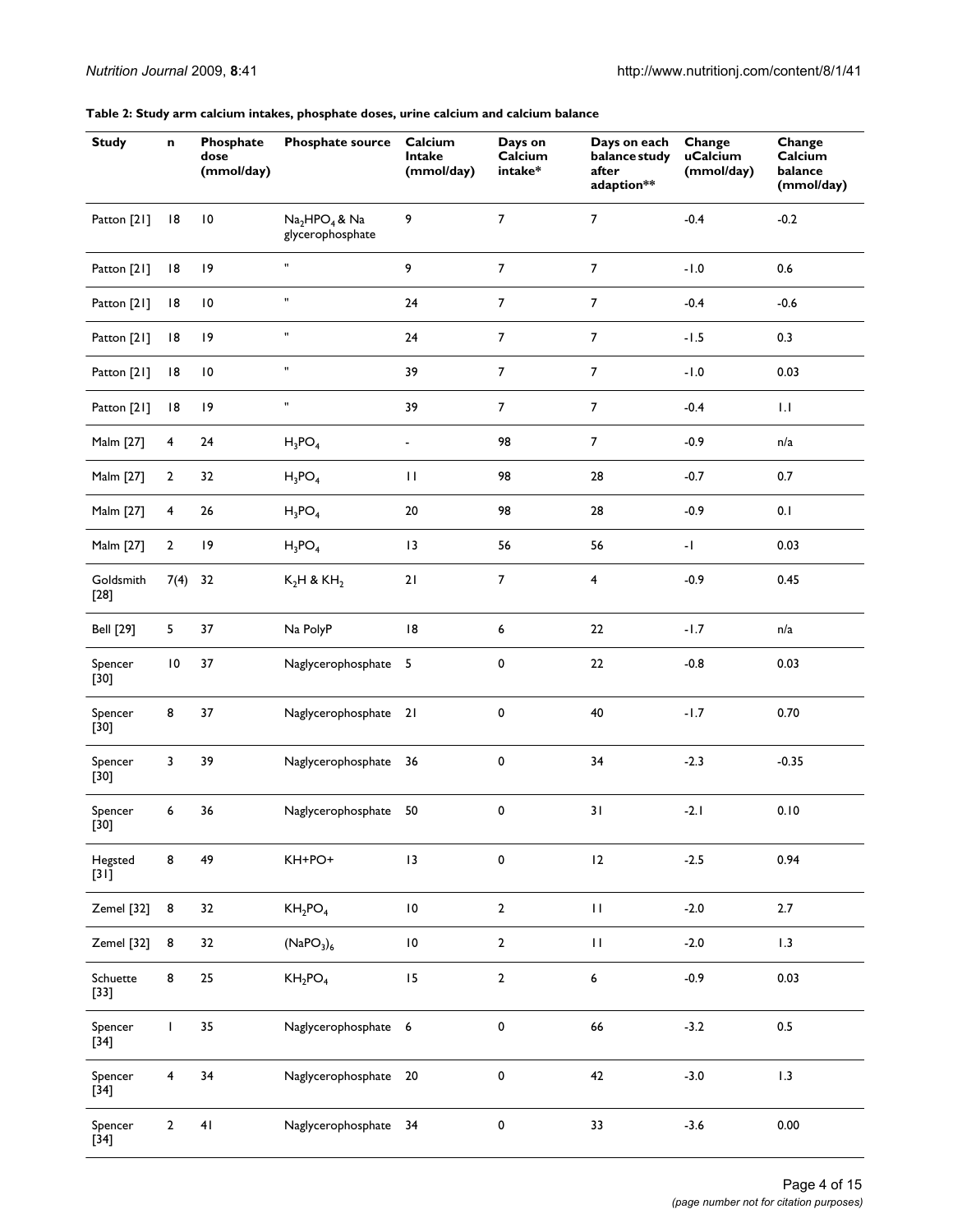**Table 2: Study arm calcium intakes, phosphate doses, urine calcium and calcium balance**

| Study | n | Phosphate dose (mmol/day) | Phosphate source | Calcium Intake (mmol/day) | Days on Calcium intake* | Days on each balance study after adaption** | Change uCalcium (mmol/day) | Change Calcium balance (mmol/day) |
| --- | --- | --- | --- | --- | --- | --- | --- | --- |
| Patton [21] | 18 | 10 | $Na_2HPO_4$ & Na glycerophosphate | 9 | 7 | 7 | -0.4 | -0.2 |
| Patton [21] | 18 | 19 | " | 9 | 7 | 7 | -1.0 | 0.6 |
| Patton [21] | 18 | 10 | " | 24 | 7 | 7 | -0.4 | -0.6 |
| Patton [21] | 18 | 19 | " | 24 | 7 | 7 | -1.5 | 0.3 |
| Patton [21] | 18 | 10 | " | 39 | 7 | 7 | -1.0 | 0.03 |
| Patton [21] | 18 | 19 | " | 39 | 7 | 7 | -0.4 | 1.1 |
| Malm [27] | 4 | 24 | $H_3PO_4$ | - | 98 | 7 | -0.9 | n/a |
| Malm [27] | 2 | 32 | $H_3PO_4$ | 11 | 98 | 28 | -0.7 | 0.7 |
| Malm [27] | 4 | 26 | $H_3PO_4$ | 20 | 98 | 28 | -0.9 | 0.1 |
| Malm [27] | 2 | 19 | $H_3PO_4$ | 13 | 56 | 56 | -1 | 0.03 |
| Goldsmith [28] | 7(4) | 32 | $K_2H$ & $KH_2$ | 21 | 7 | 4 | -0.9 | 0.45 |
| Bell [29] | 5 | 37 | Na PolyP | 18 | 6 | 22 | -1.7 | n/a |
| Spencer [30] | 10 | 37 | Naglycerophosphate | 5 | 0 | 22 | -0.8 | 0.03 |
| Spencer [30] | 8 | 37 | Naglycerophosphate | 21 | 0 | 40 | -1.7 | 0.70 |
| Spencer [30] | 3 | 39 | Naglycerophosphate | 36 | 0 | 34 | -2.3 | -0.35 |
| Spencer [30] | 6 | 36 | Naglycerophosphate | 50 | 0 | 31 | -2.1 | 0.10 |
| Hegsted [31] | 8 | 49 | KH+PO+ | 13 | 0 | 12 | -2.5 | 0.94 |
| Zemel [32] | 8 | 32 | $KH_2PO_4$ | 10 | 2 | 11 | -2.0 | 2.7 |
| Zemel [32] | 8 | 32 | $(NaPO_3)_6$ | 10 | 2 | 11 | -2.0 | 1.3 |
| Schuette [33] | 8 | 25 | $KH_2PO_4$ | 15 | 2 | 6 | -0.9 | 0.03 |
| Spencer [34] | 1 | 35 | Naglycerophosphate | 6 | 0 | 66 | -3.2 | 0.5 |
| Spencer [34] | 4 | 34 | Naglycerophosphate | 20 | 0 | 42 | -3.0 | 1.3 |
| Spencer [34] | 2 | 41 | Naglycerophosphate | 34 | 0 | 33 | -3.6 | 0.00 |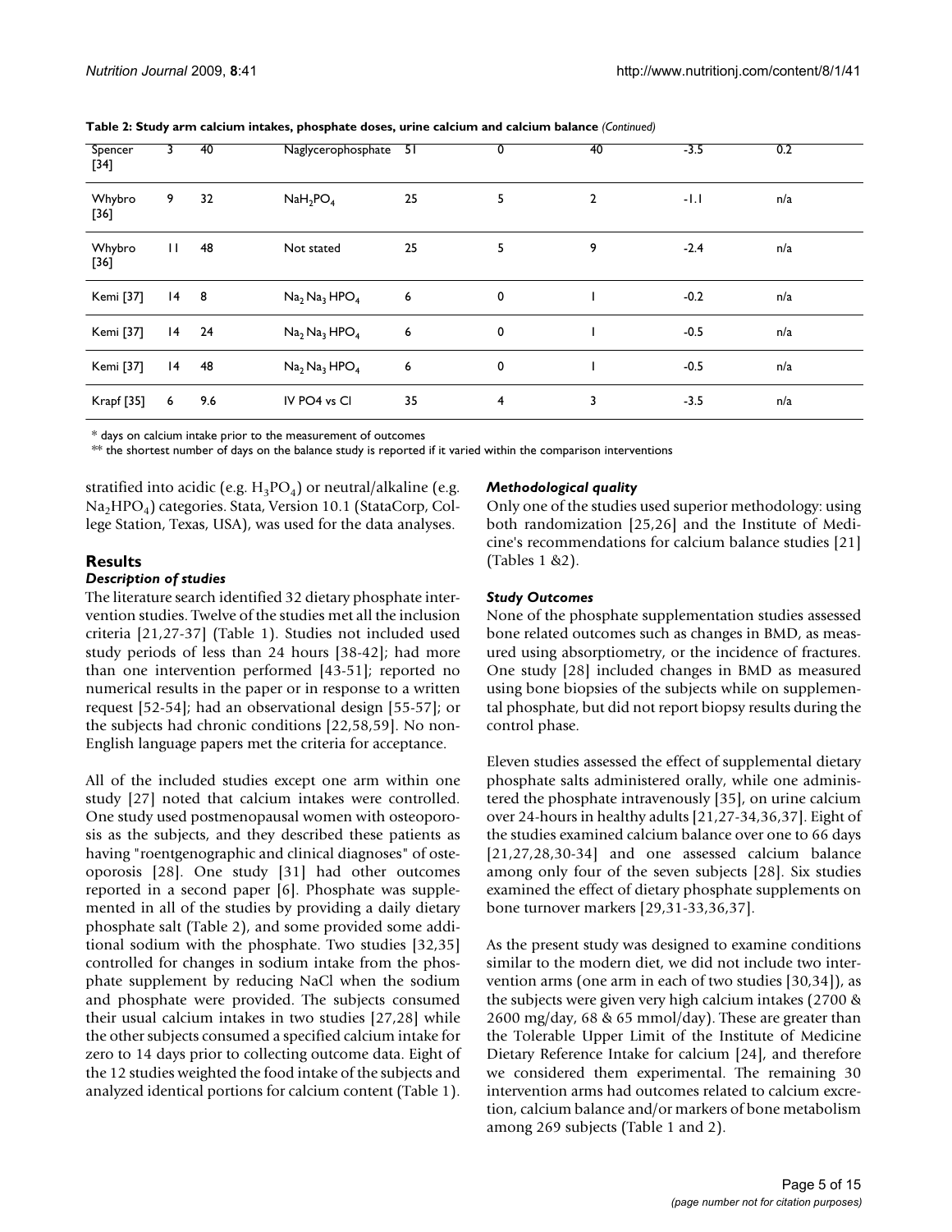**Table 2: Study arm calcium intakes, phosphate doses, urine calcium and calcium balance** *(Continued)*

| | | | | | | | | |
|---|---|---|---|---|---|---|---|---|
| Spencer [34] | 3 | 40 | Naglycerophosphate | 51 | 0 | 40 | -3.5 | 0.2 |
| Whybro [36] | 9 | 32 | $NaH_2PO_4$ | 25 | 5 | 2 | -1.1 | n/a |
| Whybro [36] | 11 | 48 | Not stated | 25 | 5 | 9 | -2.4 | n/a |
| Kemi [37] | 14 | 8 | $Na_2\,Na_3\,HPO_4$ | 6 | 0 | 1 | -0.2 | n/a |
| Kemi [37] | 14 | 24 | $Na_2\,Na_3\,HPO_4$ | 6 | 0 | 1 | -0.5 | n/a |
| Kemi [37] | 14 | 48 | $Na_2\,Na_3\,HPO_4$ | 6 | 0 | 1 | -0.5 | n/a |
| Krapf [35] | 6 | 9.6 | IV PO4 vs Cl | 35 | 4 | 3 | -3.5 | n/a |

* days on calcium intake prior to the measurement of outcomes

** the shortest number of days on the balance study is reported if it varied within the comparison interventions

stratified into acidic (e.g. $H_3PO_4$) or neutral/alkaline (e.g. $Na_2HPO_4$) categories. Stata, Version 10.1 (StataCorp, College Station, Texas, USA), was used for the data analyses.

## Results

### *Description of studies*

The literature search identified 32 dietary phosphate intervention studies. Twelve of the studies met all the inclusion criteria [21,27-37] (Table 1). Studies not included used study periods of less than 24 hours [38-42]; had more than one intervention performed [43-51]; reported no numerical results in the paper or in response to a written request [52-54]; had an observational design [55-57]; or the subjects had chronic conditions [22,58,59]. No non-English language papers met the criteria for acceptance.

All of the included studies except one arm within one study [27] noted that calcium intakes were controlled. One study used postmenopausal women with osteoporosis as the subjects, and they described these patients as having "roentgenographic and clinical diagnoses" of osteoporosis [28]. One study [31] had other outcomes reported in a second paper [6]. Phosphate was supplemented in all of the studies by providing a daily dietary phosphate salt (Table 2), and some provided some additional sodium with the phosphate. Two studies [32,35] controlled for changes in sodium intake from the phosphate supplement by reducing NaCl when the sodium and phosphate were provided. The subjects consumed their usual calcium intakes in two studies [27,28] while the other subjects consumed a specified calcium intake for zero to 14 days prior to collecting outcome data. Eight of the 12 studies weighted the food intake of the subjects and analyzed identical portions for calcium content (Table 1).

### *Methodological quality*

Only one of the studies used superior methodology: using both randomization [25,26] and the Institute of Medicine's recommendations for calcium balance studies [21] (Tables 1 &2).

### *Study Outcomes*

None of the phosphate supplementation studies assessed bone related outcomes such as changes in BMD, as measured using absorptiometry, or the incidence of fractures. One study [28] included changes in BMD as measured using bone biopsies of the subjects while on supplemental phosphate, but did not report biopsy results during the control phase.

Eleven studies assessed the effect of supplemental dietary phosphate salts administered orally, while one administered the phosphate intravenously [35], on urine calcium over 24-hours in healthy adults [21,27-34,36,37]. Eight of the studies examined calcium balance over one to 66 days [21,27,28,30-34] and one assessed calcium balance among only four of the seven subjects [28]. Six studies examined the effect of dietary phosphate supplements on bone turnover markers [29,31-33,36,37].

As the present study was designed to examine conditions similar to the modern diet, we did not include two intervention arms (one arm in each of two studies [30,34]), as the subjects were given very high calcium intakes (2700 & 2600 mg/day, 68 & 65 mmol/day). These are greater than the Tolerable Upper Limit of the Institute of Medicine Dietary Reference Intake for calcium [24], and therefore we considered them experimental. The remaining 30 intervention arms had outcomes related to calcium excretion, calcium balance and/or markers of bone metabolism among 269 subjects (Table 1 and 2).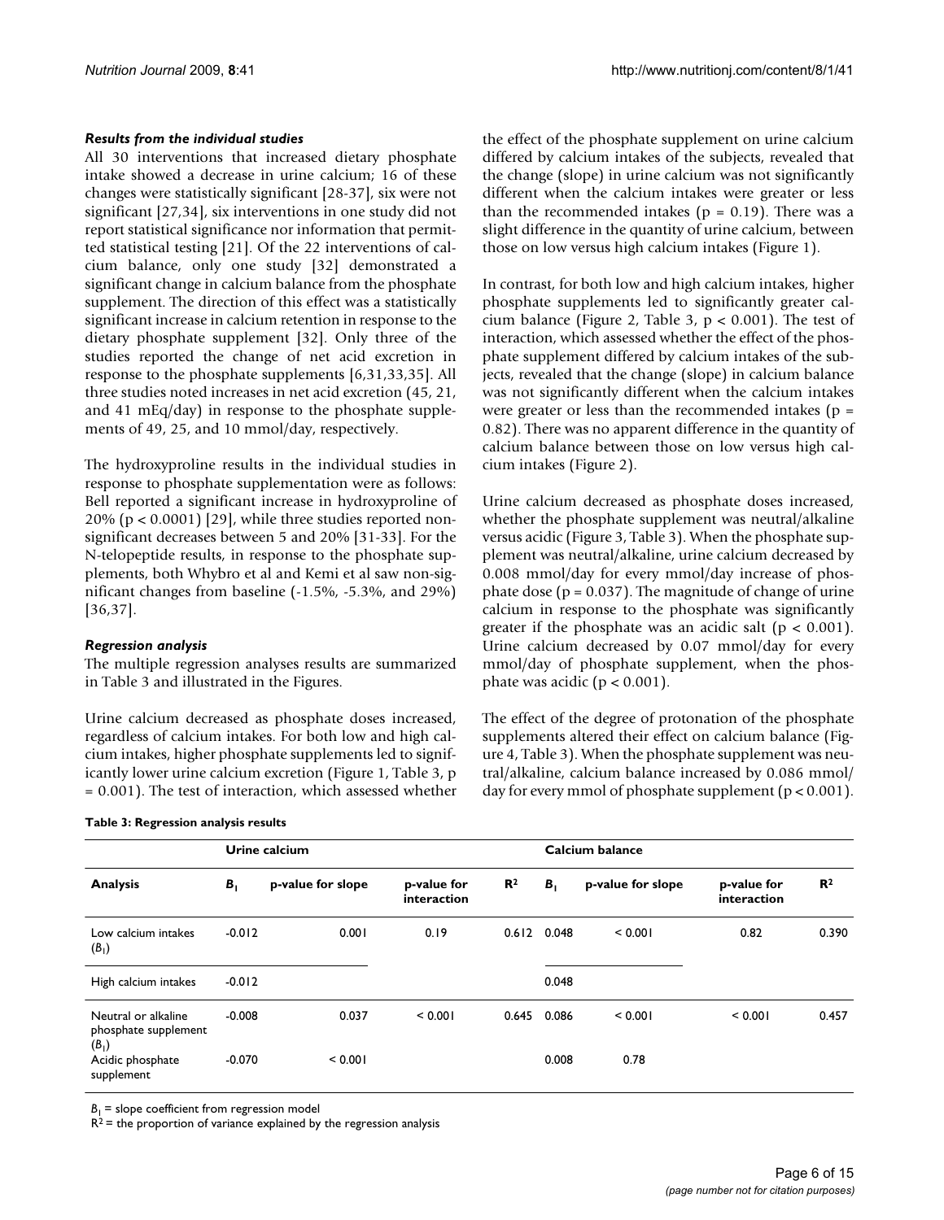### *Results from the individual studies*

All 30 interventions that increased dietary phosphate intake showed a decrease in urine calcium; 16 of these changes were statistically significant [28-37], six were not significant [27,34], six interventions in one study did not report statistical significance nor information that permitted statistical testing [21]. Of the 22 interventions of calcium balance, only one study [32] demonstrated a significant change in calcium balance from the phosphate supplement. The direction of this effect was a statistically significant increase in calcium retention in response to the dietary phosphate supplement [32]. Only three of the studies reported the change of net acid excretion in response to the phosphate supplements [6,31,33,35]. All three studies noted increases in net acid excretion (45, 21, and 41 mEq/day) in response to the phosphate supplements of 49, 25, and 10 mmol/day, respectively.

The hydroxyproline results in the individual studies in response to phosphate supplementation were as follows: Bell reported a significant increase in hydroxyproline of 20% ($p < 0.0001$) [29], while three studies reported non-significant decreases between 5 and 20% [31-33]. For the N-telopeptide results, in response to the phosphate supplements, both Whybro et al and Kemi et al saw non-significant changes from baseline (-1.5%, -5.3%, and 29%) [36,37].

### *Regression analysis*

The multiple regression analyses results are summarized in Table 3 and illustrated in the Figures.

Urine calcium decreased as phosphate doses increased, regardless of calcium intakes. For both low and high calcium intakes, higher phosphate supplements led to significantly lower urine calcium excretion (Figure 1, Table 3, $p = 0.001$). The test of interaction, which assessed whether the effect of the phosphate supplement on urine calcium differed by calcium intakes of the subjects, revealed that the change (slope) in urine calcium was not significantly different when the calcium intakes were greater or less than the recommended intakes ($p = 0.19$). There was a slight difference in the quantity of urine calcium, between those on low versus high calcium intakes (Figure 1).

In contrast, for both low and high calcium intakes, higher phosphate supplements led to significantly greater calcium balance (Figure 2, Table 3, $p < 0.001$). The test of interaction, which assessed whether the effect of the phosphate supplement differed by calcium intakes of the subjects, revealed that the change (slope) in calcium balance was not significantly different when the calcium intakes were greater or less than the recommended intakes ($p = 0.82$). There was no apparent difference in the quantity of calcium balance between those on low versus high calcium intakes (Figure 2).

Urine calcium decreased as phosphate doses increased, whether the phosphate supplement was neutral/alkaline versus acidic (Figure 3, Table 3). When the phosphate supplement was neutral/alkaline, urine calcium decreased by 0.008 mmol/day for every mmol/day increase of phosphate dose ($p = 0.037$). The magnitude of change of urine calcium in response to the phosphate was significantly greater if the phosphate was an acidic salt ($p < 0.001$). Urine calcium decreased by 0.07 mmol/day for every mmol/day of phosphate supplement, when the phosphate was acidic ($p < 0.001$).

The effect of the degree of protonation of the phosphate supplements altered their effect on calcium balance (Figure 4, Table 3). When the phosphate supplement was neutral/alkaline, calcium balance increased by 0.086 mmol/day for every mmol of phosphate supplement ($p < 0.001$).

**Table 3: Regression analysis results**

| | Urine calcium | | | | Calcium balance | | | |
|---|---|---|---|---|---|---|---|---|
| **Analysis** | $B_1$ | **p-value for slope** | **p-value for interaction** | $R^2$ | $B_1$ | **p-value for slope** | **p-value for interaction** | $R^2$ |
| Low calcium intakes ($B_1$) | -0.012 | 0.001 | 0.19 | 0.612 | 0.048 | < 0.001 | 0.82 | 0.390 |
| High calcium intakes | -0.012 | | | | 0.048 | | | |
| Neutral or alkaline phosphate supplement ($B_1$) | -0.008 | 0.037 | < 0.001 | 0.645 | 0.086 | < 0.001 | < 0.001 | 0.457 |
| Acidic phosphate supplement | -0.070 | < 0.001 | | | 0.008 | 0.78 | | |

$B_1$ = slope coefficient from regression model
$R^2$ = the proportion of variance explained by the regression analysis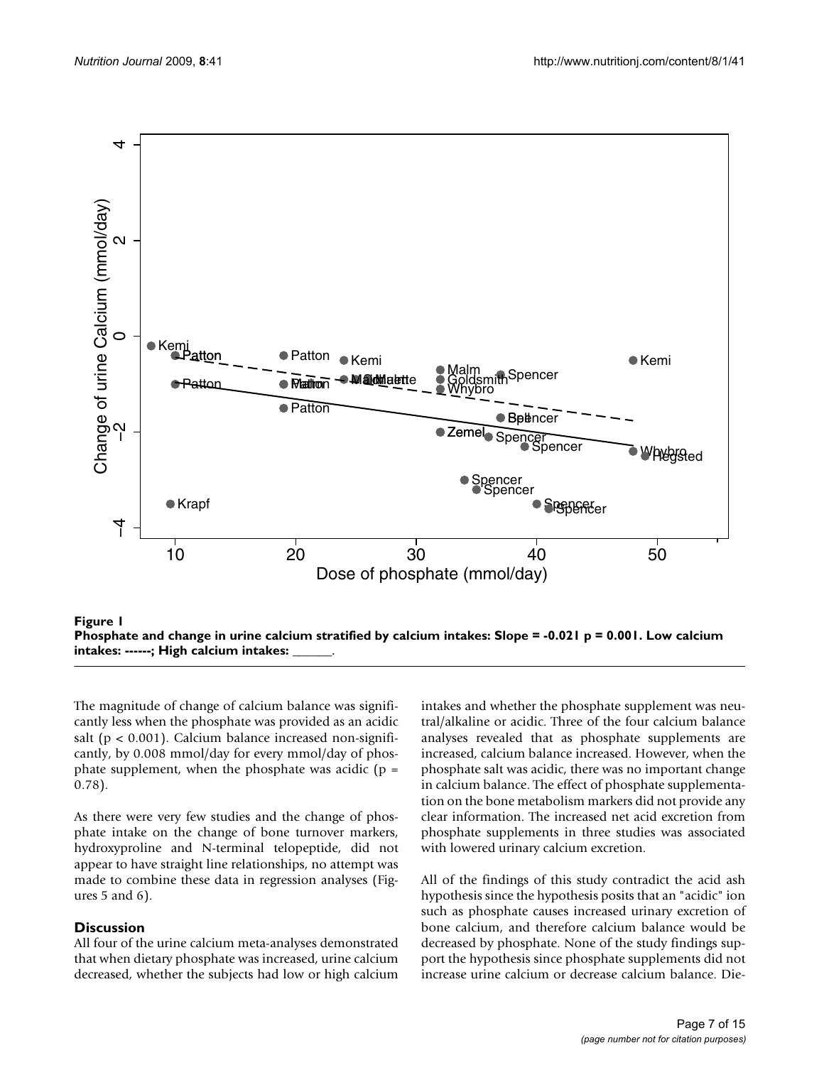Change of urine Calcium (mmol/day)

4

2

0

−2

−4

Dose of phosphate (mmol/day)

10

20

30

40

50

Kemi

Patton

Patton

Patton

Kemi

Malm

Goldsmith

Whybro

Spencer

Kemi

Patton

Patton

Malm

Malm

Malm

Goldsmith

Patton

Bell

Spencer

Zemel

Spencer

Spencer

Whybro

Hegsted

Spencer

Spencer

Krapf

Spencer

Spencer

**Figure 1**
**Phosphate and change in urine calcium stratified by calcium intakes: Slope = -0.021 p = 0.001. Low calcium intakes: ------; High calcium intakes: ______.**

The magnitude of change of calcium balance was significantly less when the phosphate was provided as an acidic salt ($p < 0.001$). Calcium balance increased non-significantly, by 0.008 mmol/day for every mmol/day of phosphate supplement, when the phosphate was acidic ($p = 0.78$).

As there were very few studies and the change of phosphate intake on the change of bone turnover markers, hydroxyproline and N-terminal telopeptide, did not appear to have straight line relationships, no attempt was made to combine these data in regression analyses (Figures 5 and 6).

## Discussion

All four of the urine calcium meta-analyses demonstrated that when dietary phosphate was increased, urine calcium decreased, whether the subjects had low or high calcium intakes and whether the phosphate supplement was neutral/alkaline or acidic. Three of the four calcium balance analyses revealed that as phosphate supplements are increased, calcium balance increased. However, when the phosphate salt was acidic, there was no important change in calcium balance. The effect of phosphate supplementation on the bone metabolism markers did not provide any clear information. The increased net acid excretion from phosphate supplements in three studies was associated with lowered urinary calcium excretion.

All of the findings of this study contradict the acid ash hypothesis since the hypothesis posits that an "acidic" ion such as phosphate causes increased urinary excretion of bone calcium, and therefore calcium balance would be decreased by phosphate. None of the study findings support the hypothesis since phosphate supplements did not increase urine calcium or decrease calcium balance. Die-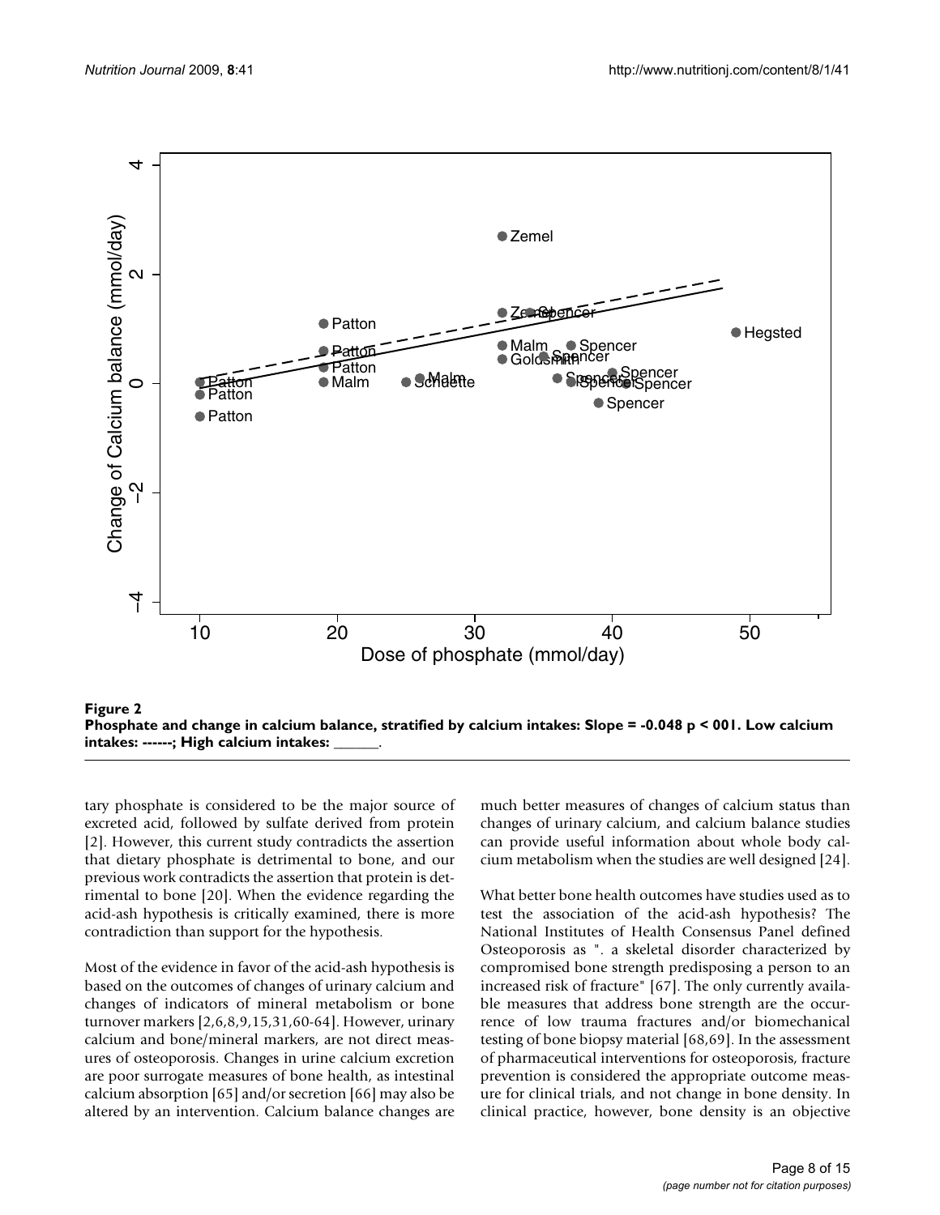Change of Calcium balance (mmol/day)

4
2
0
−2
−4

10
20
30
40
50

Dose of phosphate (mmol/day)

Zemel
Patton
Patton
Patton
Patton
Patton
Patton
Malm
Malm
Schuette
Zemel
Spencer
Malm
Goldsmith
Spencer
Spencer
Spencer
Spencer
Spencer
Spencer
Spencer
Hegsted

**Figure 2**
**Phosphate and change in calcium balance, stratified by calcium intakes: Slope = -0.048 p < 001. Low calcium intakes: ------; High calcium intakes: ______.**

tary phosphate is considered to be the major source of excreted acid, followed by sulfate derived from protein [2]. However, this current study contradicts the assertion that dietary phosphate is detrimental to bone, and our previous work contradicts the assertion that protein is detrimental to bone [20]. When the evidence regarding the acid-ash hypothesis is critically examined, there is more contradiction than support for the hypothesis.

Most of the evidence in favor of the acid-ash hypothesis is based on the outcomes of changes of urinary calcium and changes of indicators of mineral metabolism or bone turnover markers [2,6,8,9,15,31,60-64]. However, urinary calcium and bone/mineral markers, are not direct measures of osteoporosis. Changes in urine calcium excretion are poor surrogate measures of bone health, as intestinal calcium absorption [65] and/or secretion [66] may also be altered by an intervention. Calcium balance changes are much better measures of changes of calcium status than changes of urinary calcium, and calcium balance studies can provide useful information about whole body calcium metabolism when the studies are well designed [24].

What better bone health outcomes have studies used as to test the association of the acid-ash hypothesis? The National Institutes of Health Consensus Panel defined Osteoporosis as ". a skeletal disorder characterized by compromised bone strength predisposing a person to an increased risk of fracture" [67]. The only currently available measures that address bone strength are the occurrence of low trauma fractures and/or biomechanical testing of bone biopsy material [68,69]. In the assessment of pharmaceutical interventions for osteoporosis, fracture prevention is considered the appropriate outcome measure for clinical trials, and not change in bone density. In clinical practice, however, bone density is an objective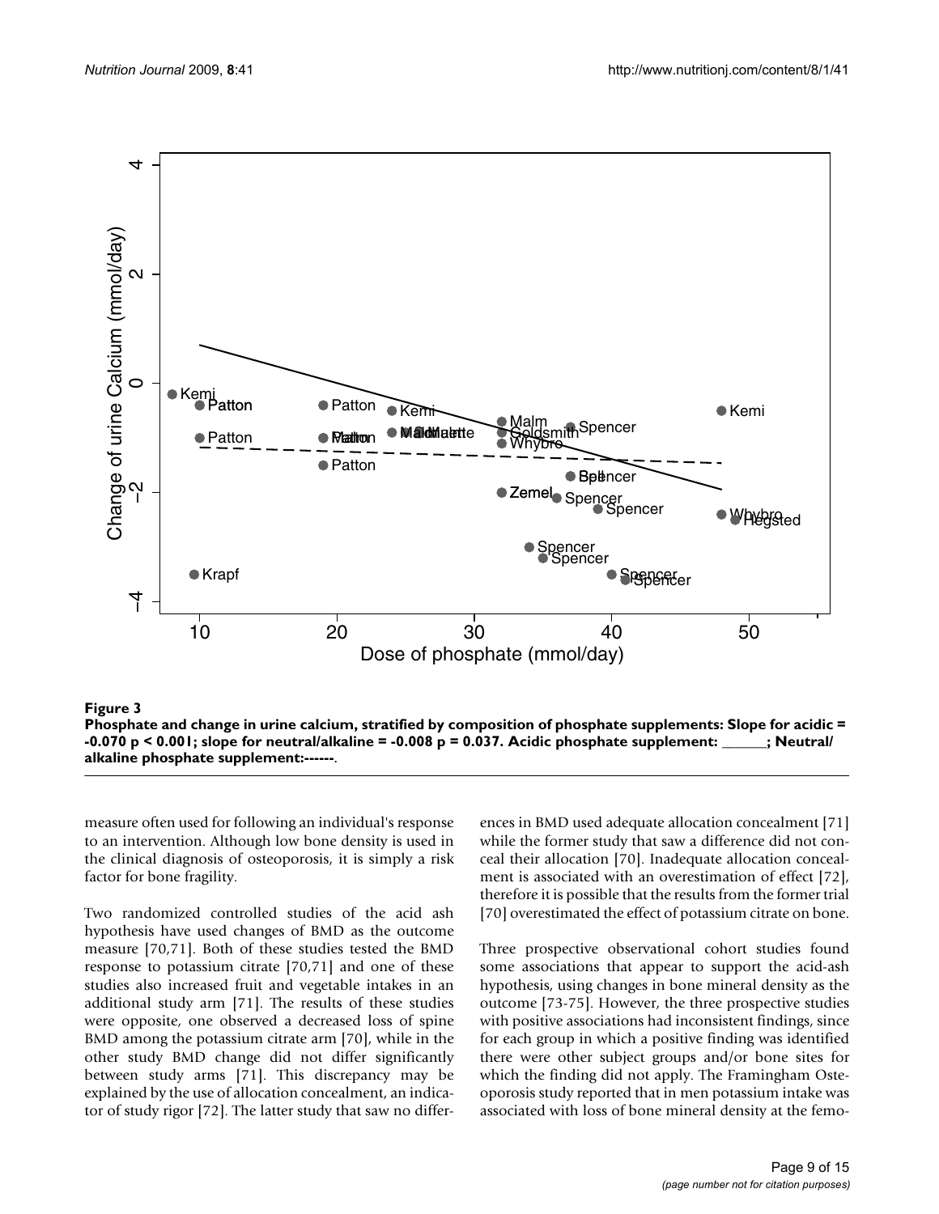**Figure 3**

**Phosphate and change in urine calcium, stratified by composition of phosphate supplements: Slope for acidic = -0.070 p < 0.001; slope for neutral/alkaline = -0.008 p = 0.037. Acidic phosphate supplement: ______; Neutral/ alkaline phosphate supplement:------**.

measure often used for following an individual's response to an intervention. Although low bone density is used in the clinical diagnosis of osteoporosis, it is simply a risk factor for bone fragility.

Two randomized controlled studies of the acid ash hypothesis have used changes of BMD as the outcome measure [70,71]. Both of these studies tested the BMD response to potassium citrate [70,71] and one of these studies also increased fruit and vegetable intakes in an additional study arm [71]. The results of these studies were opposite, one observed a decreased loss of spine BMD among the potassium citrate arm [70], while in the other study BMD change did not differ significantly between study arms [71]. This discrepancy may be explained by the use of allocation concealment, an indicator of study rigor [72]. The latter study that saw no differences in BMD used adequate allocation concealment [71] while the former study that saw a difference did not conceal their allocation [70]. Inadequate allocation concealment is associated with an overestimation of effect [72], therefore it is possible that the results from the former trial [70] overestimated the effect of potassium citrate on bone.

Three prospective observational cohort studies found some associations that appear to support the acid-ash hypothesis, using changes in bone mineral density as the outcome [73-75]. However, the three prospective studies with positive associations had inconsistent findings, since for each group in which a positive finding was identified there were other subject groups and/or bone sites for which the finding did not apply. The Framingham Osteoporosis study reported that in men potassium intake was associated with loss of bone mineral density at the femo-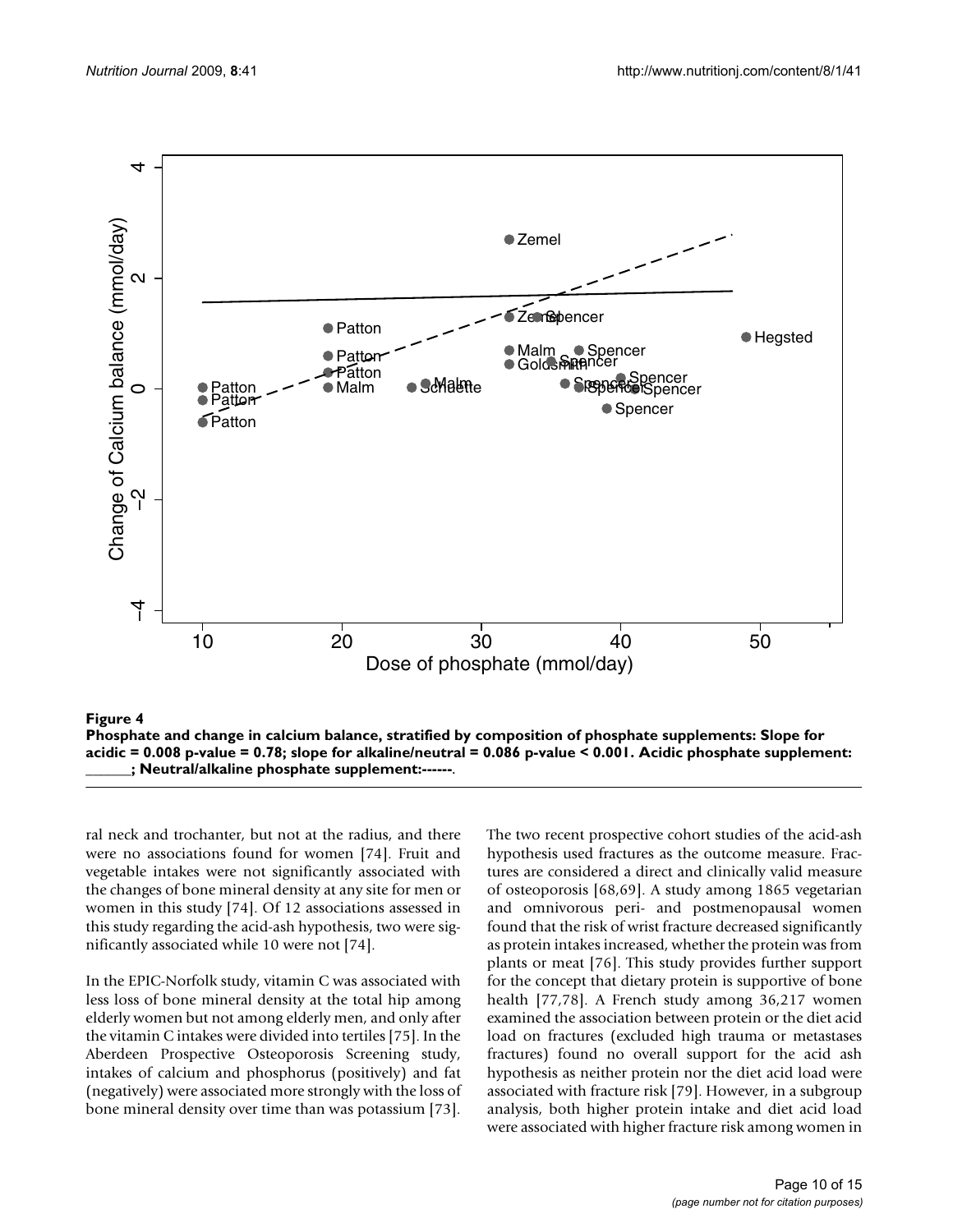Change of Calcium balance (mmol/day)

Dose of phosphate (mmol/day)

4
2
0
−2
−4

10
20
30
40
50

Zemel
Zemel
Spencer
Patton
Hegsted
Malm
Spencer
Patton
Goldsmith
Spencer
Patton
Spencer
Patton
Malm
Malm
Schuette
Spencer
Spencer
Spencer
Patton
Patton
Spencer

**Figure 4**

**Phosphate and change in calcium balance, stratified by composition of phosphate supplements: Slope for acidic = 0.008 p-value = 0.78; slope for alkaline/neutral = 0.086 p-value < 0.001. Acidic phosphate supplement: ______; Neutral/alkaline phosphate supplement:------.**

ral neck and trochanter, but not at the radius, and there were no associations found for women [74]. Fruit and vegetable intakes were not significantly associated with the changes of bone mineral density at any site for men or women in this study [74]. Of 12 associations assessed in this study regarding the acid-ash hypothesis, two were significantly associated while 10 were not [74].

In the EPIC-Norfolk study, vitamin C was associated with less loss of bone mineral density at the total hip among elderly women but not among elderly men, and only after the vitamin C intakes were divided into tertiles [75]. In the Aberdeen Prospective Osteoporosis Screening study, intakes of calcium and phosphorus (positively) and fat (negatively) were associated more strongly with the loss of bone mineral density over time than was potassium [73].

The two recent prospective cohort studies of the acid-ash hypothesis used fractures as the outcome measure. Fractures are considered a direct and clinically valid measure of osteoporosis [68,69]. A study among 1865 vegetarian and omnivorous peri- and postmenopausal women found that the risk of wrist fracture decreased significantly as protein intakes increased, whether the protein was from plants or meat [76]. This study provides further support for the concept that dietary protein is supportive of bone health [77,78]. A French study among 36,217 women examined the association between protein or the diet acid load on fractures (excluded high trauma or metastases fractures) found no overall support for the acid ash hypothesis as neither protein nor the diet acid load were associated with fracture risk [79]. However, in a subgroup analysis, both higher protein intake and diet acid load were associated with higher fracture risk among women in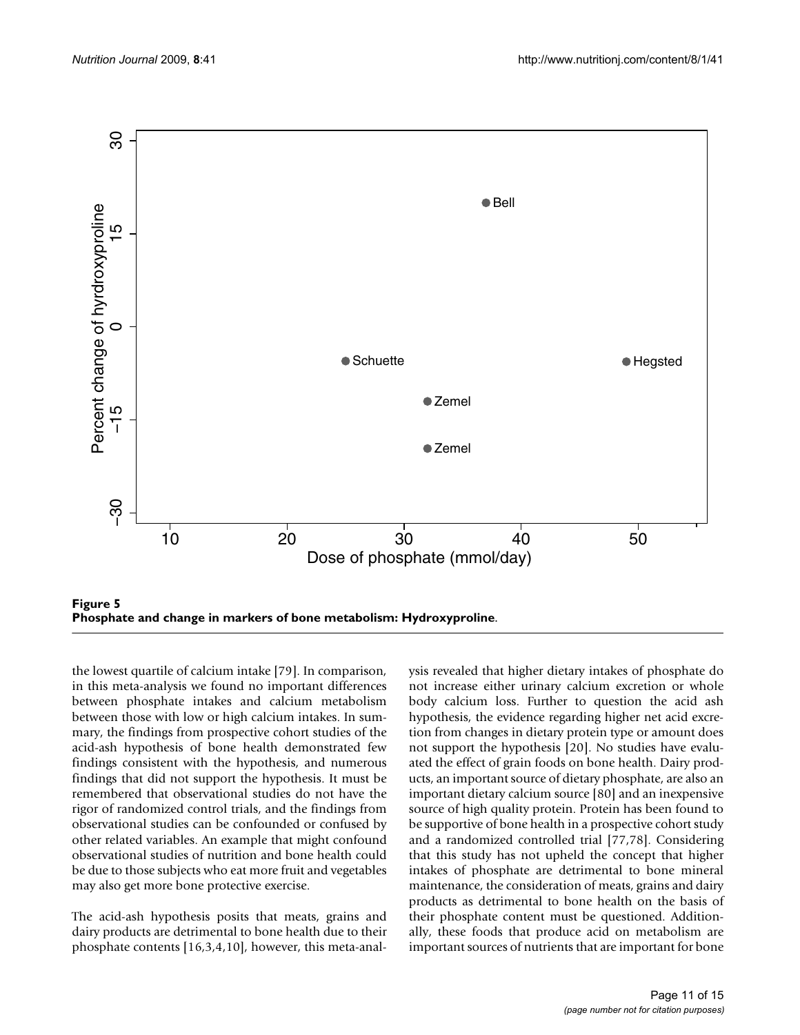Percent change of hyrdroxyproline

30
15
0
−15
−30

Bell
Schuette
Hegsted
Zemel
Zemel

10
20
30
40
50

Dose of phosphate (mmol/day)

**Figure 5**
**Phosphate and change in markers of bone metabolism: Hydroxyproline.**

the lowest quartile of calcium intake [79]. In comparison, in this meta-analysis we found no important differences between phosphate intakes and calcium metabolism between those with low or high calcium intakes. In summary, the findings from prospective cohort studies of the acid-ash hypothesis of bone health demonstrated few findings consistent with the hypothesis, and numerous findings that did not support the hypothesis. It must be remembered that observational studies do not have the rigor of randomized control trials, and the findings from observational studies can be confounded or confused by other related variables. An example that might confound observational studies of nutrition and bone health could be due to those subjects who eat more fruit and vegetables may also get more bone protective exercise.

The acid-ash hypothesis posits that meats, grains and dairy products are detrimental to bone health due to their phosphate contents [16,3,4,10], however, this meta-analysis revealed that higher dietary intakes of phosphate do not increase either urinary calcium excretion or whole body calcium loss. Further to question the acid ash hypothesis, the evidence regarding higher net acid excretion from changes in dietary protein type or amount does not support the hypothesis [20]. No studies have evaluated the effect of grain foods on bone health. Dairy products, an important source of dietary phosphate, are also an important dietary calcium source [80] and an inexpensive source of high quality protein. Protein has been found to be supportive of bone health in a prospective cohort study and a randomized controlled trial [77,78]. Considering that this study has not upheld the concept that higher intakes of phosphate are detrimental to bone mineral maintenance, the consideration of meats, grains and dairy products as detrimental to bone health on the basis of their phosphate content must be questioned. Additionally, these foods that produce acid on metabolism are important sources of nutrients that are important for bone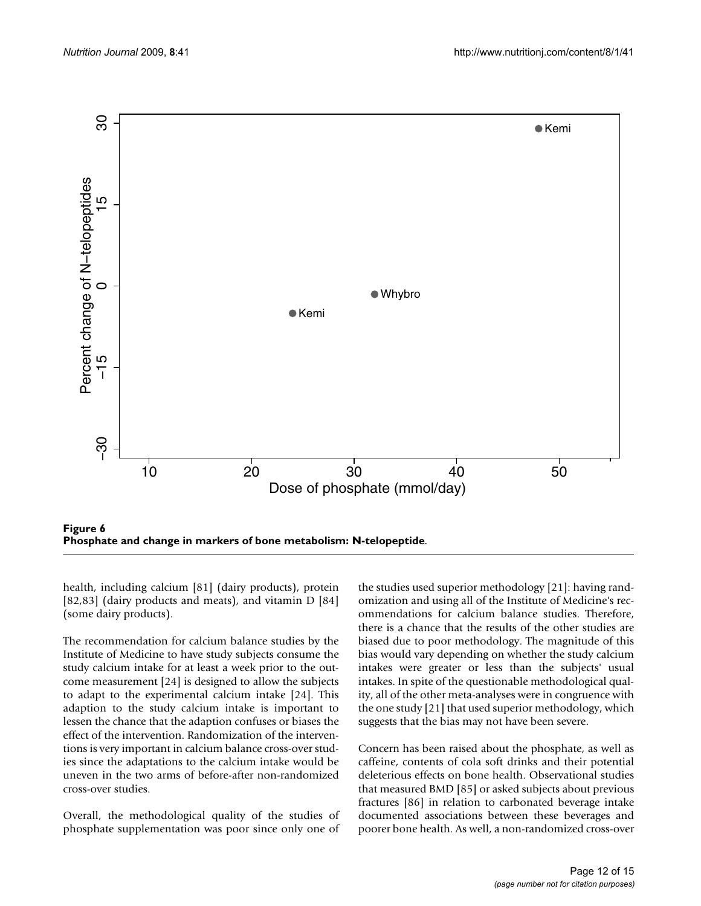Percent change of N−telopeptides

30

15

0

−15

−30

10

20

30

40

50

Dose of phosphate (mmol/day)

Kemi

Whybro

Kemi

**Figure 6**
**Phosphate and change in markers of bone metabolism: N-telopeptide.**

health, including calcium [81] (dairy products), protein [82,83] (dairy products and meats), and vitamin D [84] (some dairy products).

The recommendation for calcium balance studies by the Institute of Medicine to have study subjects consume the study calcium intake for at least a week prior to the outcome measurement [24] is designed to allow the subjects to adapt to the experimental calcium intake [24]. This adaption to the study calcium intake is important to lessen the chance that the adaption confuses or biases the effect of the intervention. Randomization of the interventions is very important in calcium balance cross-over studies since the adaptations to the calcium intake would be uneven in the two arms of before-after non-randomized cross-over studies.

Overall, the methodological quality of the studies of phosphate supplementation was poor since only one of the studies used superior methodology [21]: having randomization and using all of the Institute of Medicine's recommendations for calcium balance studies. Therefore, there is a chance that the results of the other studies are biased due to poor methodology. The magnitude of this bias would vary depending on whether the study calcium intakes were greater or less than the subjects' usual intakes. In spite of the questionable methodological quality, all of the other meta-analyses were in congruence with the one study [21] that used superior methodology, which suggests that the bias may not have been severe.

Concern has been raised about the phosphate, as well as caffeine, contents of cola soft drinks and their potential deleterious effects on bone health. Observational studies that measured BMD [85] or asked subjects about previous fractures [86] in relation to carbonated beverage intake documented associations between these beverages and poorer bone health. As well, a non-randomized cross-over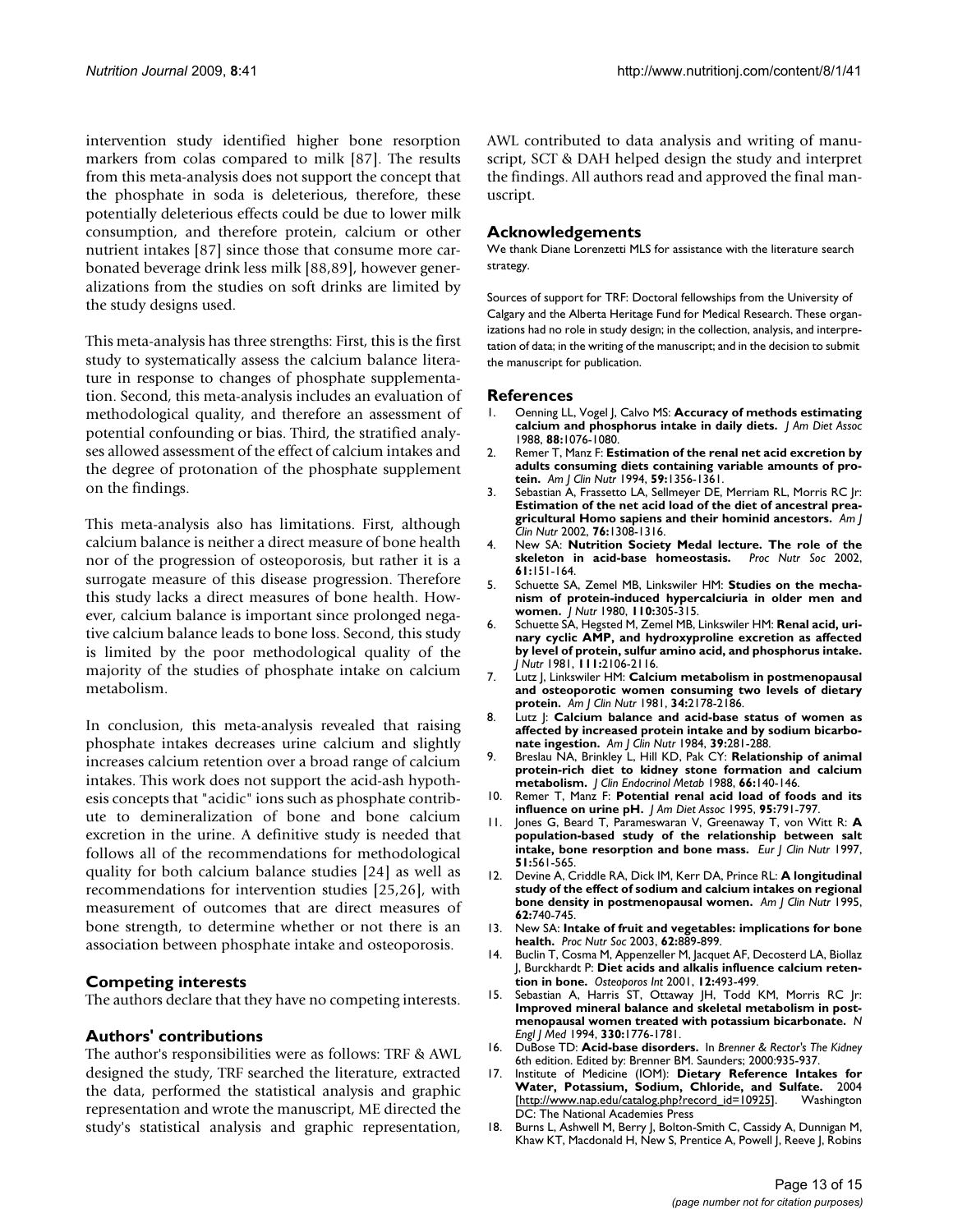intervention study identified higher bone resorption markers from colas compared to milk [87]. The results from this meta-analysis does not support the concept that the phosphate in soda is deleterious, therefore, these potentially deleterious effects could be due to lower milk consumption, and therefore protein, calcium or other nutrient intakes [87] since those that consume more carbonated beverage drink less milk [88,89], however generalizations from the studies on soft drinks are limited by the study designs used.

This meta-analysis has three strengths: First, this is the first study to systematically assess the calcium balance literature in response to changes of phosphate supplementation. Second, this meta-analysis includes an evaluation of methodological quality, and therefore an assessment of potential confounding or bias. Third, the stratified analyses allowed assessment of the effect of calcium intakes and the degree of protonation of the phosphate supplement on the findings.

This meta-analysis also has limitations. First, although calcium balance is neither a direct measure of bone health nor of the progression of osteoporosis, but rather it is a surrogate measure of this disease progression. Therefore this study lacks a direct measures of bone health. However, calcium balance is important since prolonged negative calcium balance leads to bone loss. Second, this study is limited by the poor methodological quality of the majority of the studies of phosphate intake on calcium metabolism.

In conclusion, this meta-analysis revealed that raising phosphate intakes decreases urine calcium and slightly increases calcium retention over a broad range of calcium intakes. This work does not support the acid-ash hypothesis concepts that "acidic" ions such as phosphate contribute to demineralization of bone and bone calcium excretion in the urine. A definitive study is needed that follows all of the recommendations for methodological quality for both calcium balance studies [24] as well as recommendations for intervention studies [25,26], with measurement of outcomes that are direct measures of bone strength, to determine whether or not there is an association between phosphate intake and osteoporosis.

## Competing interests

The authors declare that they have no competing interests.

## Authors' contributions

The author's responsibilities were as follows: TRF & AWL designed the study, TRF searched the literature, extracted the data, performed the statistical analysis and graphic representation and wrote the manuscript, ME directed the study's statistical analysis and graphic representation, AWL contributed to data analysis and writing of manuscript, SCT & DAH helped design the study and interpret the findings. All authors read and approved the final manuscript.

## Acknowledgements

We thank Diane Lorenzetti MLS for assistance with the literature search strategy.

Sources of support for TRF: Doctoral fellowships from the University of Calgary and the Alberta Heritage Fund for Medical Research. These organizations had no role in study design; in the collection, analysis, and interpretation of data; in the writing of the manuscript; and in the decision to submit the manuscript for publication.

## References

1. Oenning LL, Vogel J, Calvo MS: **Accuracy of methods estimating calcium and phosphorus intake in daily diets.** *J Am Diet Assoc* 1988, **88:**1076-1080.
2. Remer T, Manz F: **Estimation of the renal net acid excretion by adults consuming diets containing variable amounts of protein.** *Am J Clin Nutr* 1994, **59:**1356-1361.
3. Sebastian A, Frassetto LA, Sellmeyer DE, Merriam RL, Morris RC Jr: **Estimation of the net acid load of the diet of ancestral preagricultural Homo sapiens and their hominid ancestors.** *Am J Clin Nutr* 2002, **76:**1308-1316.
4. New SA: **Nutrition Society Medal lecture. The role of the skeleton in acid-base homeostasis.** *Proc Nutr Soc* 2002, **61:**151-164.
5. Schuette SA, Zemel MB, Linkswiler HM: **Studies on the mechanism of protein-induced hypercalciuria in older men and women.** *J Nutr* 1980, **110:**305-315.
6. Schuette SA, Hegsted M, Zemel MB, Linkswiler HM: **Renal acid, urinary cyclic AMP, and hydroxyproline excretion as affected by level of protein, sulfur amino acid, and phosphorus intake.** *J Nutr* 1981, **111:**2106-2116.
7. Lutz J, Linkswiler HM: **Calcium metabolism in postmenopausal and osteoporotic women consuming two levels of dietary protein.** *Am J Clin Nutr* 1981, **34:**2178-2186.
8. Lutz J: **Calcium balance and acid-base status of women as affected by increased protein intake and by sodium bicarbonate ingestion.** *Am J Clin Nutr* 1984, **39:**281-288.
9. Breslau NA, Brinkley L, Hill KD, Pak CY: **Relationship of animal protein-rich diet to kidney stone formation and calcium metabolism.** *J Clin Endocrinol Metab* 1988, **66:**140-146.
10. Remer T, Manz F: **Potential renal acid load of foods and its influence on urine pH.** *J Am Diet Assoc* 1995, **95:**791-797.
11. Jones G, Beard T, Parameswaran V, Greenaway T, von Witt R: **A population-based study of the relationship between salt intake, bone resorption and bone mass.** *Eur J Clin Nutr* 1997, **51:**561-565.
12. Devine A, Criddle RA, Dick IM, Kerr DA, Prince RL: **A longitudinal study of the effect of sodium and calcium intakes on regional bone density in postmenopausal women.** *Am J Clin Nutr* 1995, **62:**740-745.
13. New SA: **Intake of fruit and vegetables: implications for bone health.** *Proc Nutr Soc* 2003, **62:**889-899.
14. Buclin T, Cosma M, Appenzeller M, Jacquet AF, Decosterd LA, Biollaz J, Burckhardt P: **Diet acids and alkalis influence calcium retention in bone.** *Osteoporos Int* 2001, **12:**493-499.
15. Sebastian A, Harris ST, Ottaway JH, Todd KM, Morris RC Jr: **Improved mineral balance and skeletal metabolism in postmenopausal women treated with potassium bicarbonate.** *N Engl J Med* 1994, **330:**1776-1781.
16. DuBose TD: **Acid-base disorders.** In *Brenner & Rector's The Kidney* 6th edition. Edited by: Brenner BM. Saunders; 2000:935-937.
17. Institute of Medicine (IOM): **Dietary Reference Intakes for Water, Potassium, Sodium, Chloride, and Sulfate.** 2004 [http://www.nap.edu/catalog.php?record_id=10925]. Washington DC: The National Academies Press
18. Burns L, Ashwell M, Berry J, Bolton-Smith C, Cassidy A, Dunnigan M, Khaw KT, Macdonald H, New S, Prentice A, Powell J, Reeve J, Robins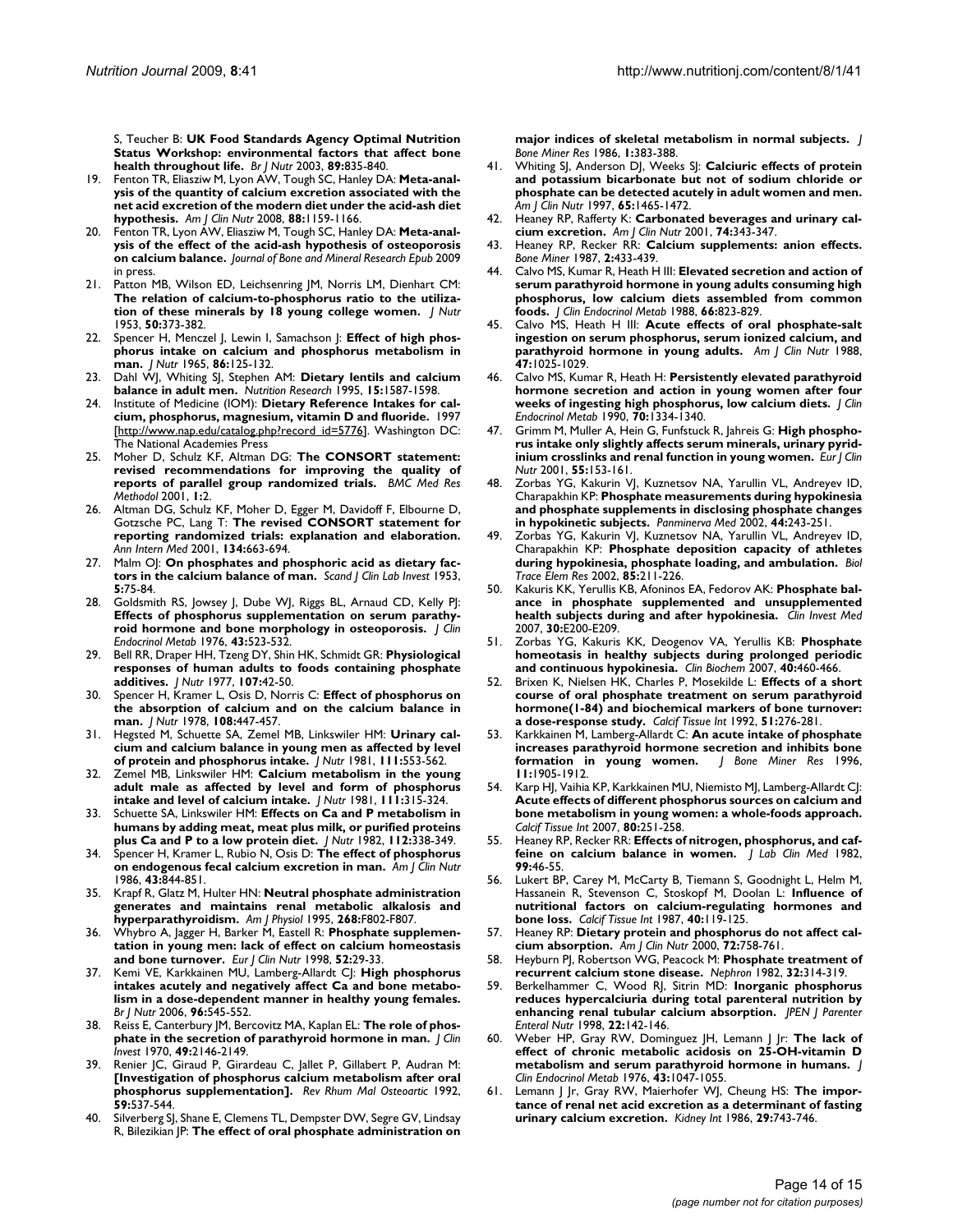S, Teucher B: **UK Food Standards Agency Optimal Nutrition Status Workshop: environmental factors that affect bone health throughout life.** *Br J Nutr* 2003, **89:**835-840.

19. Fenton TR, Eliasziw M, Lyon AW, Tough SC, Hanley DA: **Meta-analysis of the quantity of calcium excretion associated with the net acid excretion of the modern diet under the acid-ash diet hypothesis.** *Am J Clin Nutr* 2008, **88:**1159-1166.
20. Fenton TR, Lyon AW, Eliasziw M, Tough SC, Hanley DA: **Meta-analysis of the effect of the acid-ash hypothesis of osteoporosis on calcium balance.** *Journal of Bone and Mineral Research Epub* 2009 in press.
21. Patton MB, Wilson ED, Leichsenring JM, Norris LM, Dienhart CM: **The relation of calcium-to-phosphorus ratio to the utilization of these minerals by 18 young college women.** *J Nutr* 1953, **50:**373-382.
22. Spencer H, Menczel J, Lewin I, Samachson J: **Effect of high phosphorus intake on calcium and phosphorus metabolism in man.** *J Nutr* 1965, **86:**125-132.
23. Dahl WJ, Whiting SJ, Stephen AM: **Dietary lentils and calcium balance in adult men.** *Nutrition Research* 1995, **15:**1587-1598.
24. Institute of Medicine (IOM): **Dietary Reference Intakes for calcium, phosphorus, magnesium, vitamin D and fluoride.** 1997 [http://www.nap.edu/catalog.php?record_id=5776]. Washington DC: The National Academies Press
25. Moher D, Schulz KF, Altman DG: **The CONSORT statement: revised recommendations for improving the quality of reports of parallel group randomized trials.** *BMC Med Res Methodol* 2001, **1:**2.
26. Altman DG, Schulz KF, Moher D, Egger M, Davidoff F, Elbourne D, Gotzsche PC, Lang T: **The revised CONSORT statement for reporting randomized trials: explanation and elaboration.** *Ann Intern Med* 2001, **134:**663-694.
27. Malm OJ: **On phosphates and phosphoric acid as dietary factors in the calcium balance of man.** *Scand J Clin Lab Invest* 1953, **5:**75-84.
28. Goldsmith RS, Jowsey J, Dube WJ, Riggs BL, Arnaud CD, Kelly PJ: **Effects of phosphorus supplementation on serum parathyroid hormone and bone morphology in osteoporosis.** *J Clin Endocrinol Metab* 1976, **43:**523-532.
29. Bell RR, Draper HH, Tzeng DY, Shin HK, Schmidt GR: **Physiological responses of human adults to foods containing phosphate additives.** *J Nutr* 1977, **107:**42-50.
30. Spencer H, Kramer L, Osis D, Norris C: **Effect of phosphorus on the absorption of calcium and on the calcium balance in man.** *J Nutr* 1978, **108:**447-457.
31. Hegsted M, Schuette SA, Zemel MB, Linkswiler HM: **Urinary calcium and calcium balance in young men as affected by level of protein and phosphorus intake.** *J Nutr* 1981, **111:**553-562.
32. Zemel MB, Linkswiler HM: **Calcium metabolism in the young adult male as affected by level and form of phosphorus intake and level of calcium intake.** *J Nutr* 1981, **111:**315-324.
33. Schuette SA, Linkswiler HM: **Effects on Ca and P metabolism in humans by adding meat, meat plus milk, or purified proteins plus Ca and P to a low protein diet.** *J Nutr* 1982, **112:**338-349.
34. Spencer H, Kramer L, Rubio N, Osis D: **The effect of phosphorus on endogenous fecal calcium excretion in man.** *Am J Clin Nutr* 1986, **43:**844-851.
35. Krapf R, Glatz M, Hulter HN: **Neutral phosphate administration generates and maintains renal metabolic alkalosis and hyperparathyroidism.** *Am J Physiol* 1995, **268:**F802-F807.
36. Whybro A, Jagger H, Barker M, Eastell R: **Phosphate supplementation in young men: lack of effect on calcium homeostasis and bone turnover.** *Eur J Clin Nutr* 1998, **52:**29-33.
37. Kemi VE, Karkkainen MU, Lamberg-Allardt CJ: **High phosphorus intakes acutely and negatively affect Ca and bone metabolism in a dose-dependent manner in healthy young females.** *Br J Nutr* 2006, **96:**545-552.
38. Reiss E, Canterbury JM, Bercovitz MA, Kaplan EL: **The role of phosphate in the secretion of parathyroid hormone in man.** *J Clin Invest* 1970, **49:**2146-2149.
39. Renier JC, Giraud P, Girardeau C, Jallet P, Gillabert P, Audran M: **[Investigation of phosphorus calcium metabolism after oral phosphorus supplementation].** *Rev Rhum Mal Osteoartic* 1992, **59:**537-544.
40. Silverberg SJ, Shane E, Clemens TL, Dempster DW, Segre GV, Lindsay R, Bilezikian JP: **The effect of oral phosphate administration on major indices of skeletal metabolism in normal subjects.** *J Bone Miner Res* 1986, **1:**383-388.
41. Whiting SJ, Anderson DJ, Weeks SJ: **Calciuric effects of protein and potassium bicarbonate but not of sodium chloride or phosphate can be detected acutely in adult women and men.** *Am J Clin Nutr* 1997, **65:**1465-1472.
42. Heaney RP, Rafferty K: **Carbonated beverages and urinary calcium excretion.** *Am J Clin Nutr* 2001, **74:**343-347.
43. Heaney RP, Recker RR: **Calcium supplements: anion effects.** *Bone Miner* 1987, **2:**433-439.
44. Calvo MS, Kumar R, Heath H III: **Elevated secretion and action of serum parathyroid hormone in young adults consuming high phosphorus, low calcium diets assembled from common foods.** *J Clin Endocrinol Metab* 1988, **66:**823-829.
45. Calvo MS, Heath H III: **Acute effects of oral phosphate-salt ingestion on serum phosphorus, serum ionized calcium, and parathyroid hormone in young adults.** *Am J Clin Nutr* 1988, **47:**1025-1029.
46. Calvo MS, Kumar R, Heath H: **Persistently elevated parathyroid hormone secretion and action in young women after four weeks of ingesting high phosphorus, low calcium diets.** *J Clin Endocrinol Metab* 1990, **70:**1334-1340.
47. Grimm M, Muller A, Hein G, Funfstuck R, Jahreis G: **High phosphorus intake only slightly affects serum minerals, urinary pyridinium crosslinks and renal function in young women.** *Eur J Clin Nutr* 2001, **55:**153-161.
48. Zorbas YG, Kakurin VJ, Kuznetsov NA, Yarullin VL, Andreyev ID, Charapakhin KP: **Phosphate measurements during hypokinesia and phosphate supplements in disclosing phosphate changes in hypokinetic subjects.** *Panminerva Med* 2002, **44:**243-251.
49. Zorbas YG, Kakurin VJ, Kuznetsov NA, Yarullin VL, Andreyev ID, Charapakhin KP: **Phosphate deposition capacity of athletes during hypokinesia, phosphate loading, and ambulation.** *Biol Trace Elem Res* 2002, **85:**211-226.
50. Kakuris KK, Yerullis KB, Afoninos EA, Fedorov AK: **Phosphate balance in phosphate supplemented and unsupplemented health subjects during and after hypokinesia.** *Clin Invest Med* 2007, **30:**E200-E209.
51. Zorbas YG, Kakuris KK, Deogenov VA, Yerullis KB: **Phosphate homeotasis in healthy subjects during prolonged periodic and continuous hypokinesia.** *Clin Biochem* 2007, **40:**460-466.
52. Brixen K, Nielsen HK, Charles P, Mosekilde L: **Effects of a short course of oral phosphate treatment on serum parathyroid hormone(1-84) and biochemical markers of bone turnover: a dose-response study.** *Calcif Tissue Int* 1992, **51:**276-281.
53. Karkkainen M, Lamberg-Allardt C: **An acute intake of phosphate increases parathyroid hormone secretion and inhibits bone formation in young women.** *J Bone Miner Res* 1996, **11:**1905-1912.
54. Karp HJ, Vaihia KP, Karkkainen MU, Niemisto MJ, Lamberg-Allardt CJ: **Acute effects of different phosphorus sources on calcium and bone metabolism in young women: a whole-foods approach.** *Calcif Tissue Int* 2007, **80:**251-258.
55. Heaney RP, Recker RR: **Effects of nitrogen, phosphorus, and caffeine on calcium balance in women.** *J Lab Clin Med* 1982, **99:**46-55.
56. Lukert BP, Carey M, McCarty B, Tiemann S, Goodnight L, Helm M, Hassanein R, Stevenson C, Stoskopf M, Doolan L: **Influence of nutritional factors on calcium-regulating hormones and bone loss.** *Calcif Tissue Int* 1987, **40:**119-125.
57. Heaney RP: **Dietary protein and phosphorus do not affect calcium absorption.** *Am J Clin Nutr* 2000, **72:**758-761.
58. Heyburn PJ, Robertson WG, Peacock M: **Phosphate treatment of recurrent calcium stone disease.** *Nephron* 1982, **32:**314-319.
59. Berkelhammer C, Wood RJ, Sitrin MD: **Inorganic phosphorus reduces hypercalciuria during total parenteral nutrition by enhancing renal tubular calcium absorption.** *JPEN J Parenter Enteral Nutr* 1998, **22:**142-146.
60. Weber HP, Gray RW, Dominguez JH, Lemann J Jr: **The lack of effect of chronic metabolic acidosis on 25-OH-vitamin D metabolism and serum parathyroid hormone in humans.** *J Clin Endocrinol Metab* 1976, **43:**1047-1055.
61. Lemann J Jr, Gray RW, Maierhofer WJ, Cheung HS: **The importance of renal net acid excretion as a determinant of fasting urinary calcium excretion.** *Kidney Int* 1986, **29:**743-746.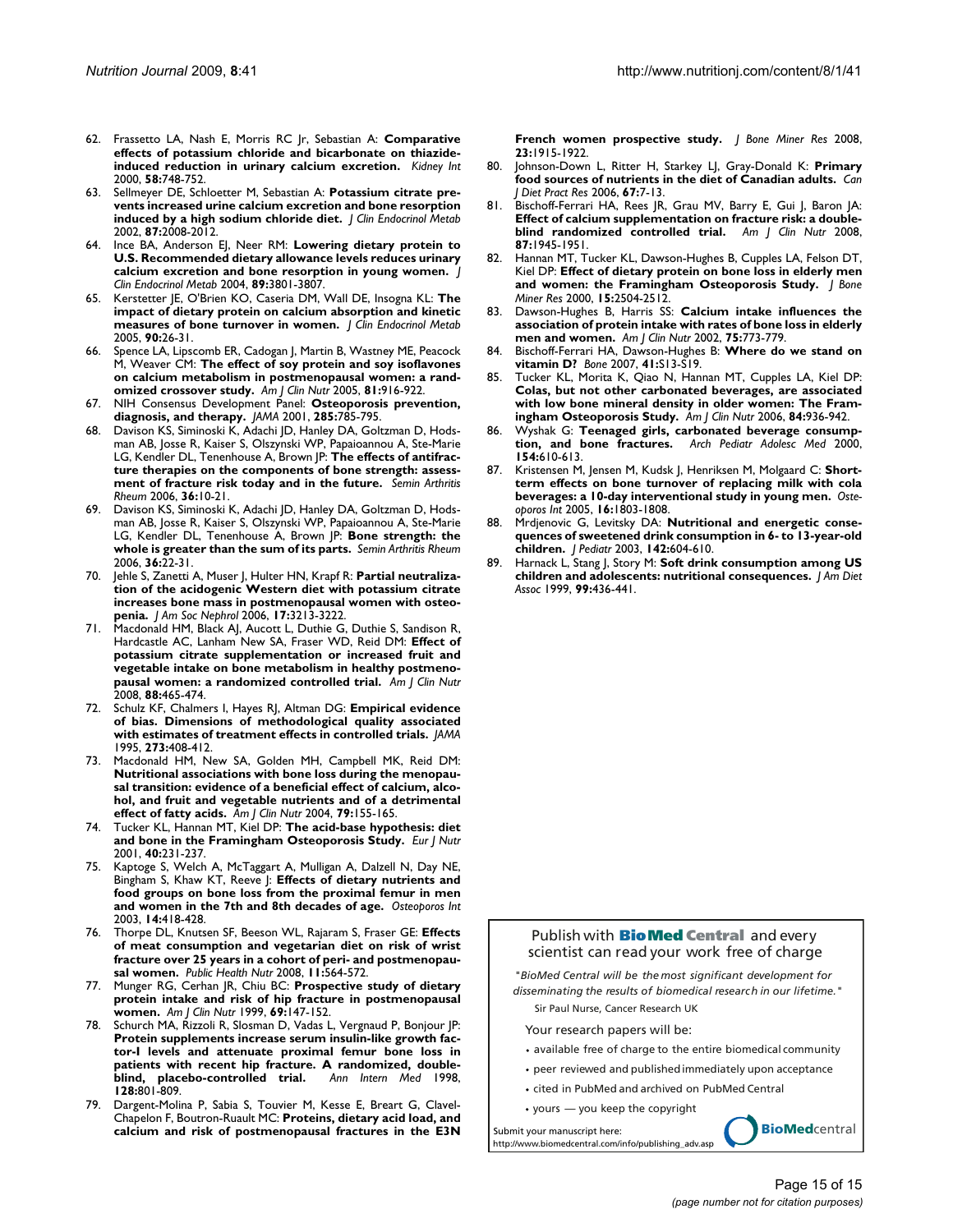62. Frassetto LA, Nash E, Morris RC Jr, Sebastian A: **Comparative effects of potassium chloride and bicarbonate on thiazide-induced reduction in urinary calcium excretion.** *Kidney Int* 2000, **58:**748-752.
63. Sellmeyer DE, Schloetter M, Sebastian A: **Potassium citrate prevents increased urine calcium excretion and bone resorption induced by a high sodium chloride diet.** *J Clin Endocrinol Metab* 2002, **87:**2008-2012.
64. Ince BA, Anderson EJ, Neer RM: **Lowering dietary protein to U.S. Recommended dietary allowance levels reduces urinary calcium excretion and bone resorption in young women.** *J Clin Endocrinol Metab* 2004, **89:**3801-3807.
65. Kerstetter JE, O'Brien KO, Caseria DM, Wall DE, Insogna KL: **The impact of dietary protein on calcium absorption and kinetic measures of bone turnover in women.** *J Clin Endocrinol Metab* 2005, **90:**26-31.
66. Spence LA, Lipscomb ER, Cadogan J, Martin B, Wastney ME, Peacock M, Weaver CM: **The effect of soy protein and soy isoflavones on calcium metabolism in postmenopausal women: a randomized crossover study.** *Am J Clin Nutr* 2005, **81:**916-922.
67. NIH Consensus Development Panel: **Osteoporosis prevention, diagnosis, and therapy.** *JAMA* 2001, **285:**785-795.
68. Davison KS, Siminoski K, Adachi JD, Hanley DA, Goltzman D, Hodsman AB, Josse R, Kaiser S, Olszynski WP, Papaioannou A, Ste-Marie LG, Kendler DL, Tenenhouse A, Brown JP: **The effects of antifracture therapies on the components of bone strength: assessment of fracture risk today and in the future.** *Semin Arthritis Rheum* 2006, **36:**10-21.
69. Davison KS, Siminoski K, Adachi JD, Hanley DA, Goltzman D, Hodsman AB, Josse R, Kaiser S, Olszynski WP, Papaioannou A, Ste-Marie LG, Kendler DL, Tenenhouse A, Brown JP: **Bone strength: the whole is greater than the sum of its parts.** *Semin Arthritis Rheum* 2006, **36:**22-31.
70. Jehle S, Zanetti A, Muser J, Hulter HN, Krapf R: **Partial neutralization of the acidogenic Western diet with potassium citrate increases bone mass in postmenopausal women with osteopenia.** *J Am Soc Nephrol* 2006, **17:**3213-3222.
71. Macdonald HM, Black AJ, Aucott L, Duthie G, Duthie S, Sandison R, Hardcastle AC, Lanham New SA, Fraser WD, Reid DM: **Effect of potassium citrate supplementation or increased fruit and vegetable intake on bone metabolism in healthy postmenopausal women: a randomized controlled trial.** *Am J Clin Nutr* 2008, **88:**465-474.
72. Schulz KF, Chalmers I, Hayes RJ, Altman DG: **Empirical evidence of bias. Dimensions of methodological quality associated with estimates of treatment effects in controlled trials.** *JAMA* 1995, **273:**408-412.
73. Macdonald HM, New SA, Golden MH, Campbell MK, Reid DM: **Nutritional associations with bone loss during the menopausal transition: evidence of a beneficial effect of calcium, alcohol, and fruit and vegetable nutrients and of a detrimental effect of fatty acids.** *Am J Clin Nutr* 2004, **79:**155-165.
74. Tucker KL, Hannan MT, Kiel DP: **The acid-base hypothesis: diet and bone in the Framingham Osteoporosis Study.** *Eur J Nutr* 2001, **40:**231-237.
75. Kaptoge S, Welch A, McTaggart A, Mulligan A, Dalzell N, Day NE, Bingham S, Khaw KT, Reeve J: **Effects of dietary nutrients and food groups on bone loss from the proximal femur in men and women in the 7th and 8th decades of age.** *Osteoporos Int* 2003, **14:**418-428.
76. Thorpe DL, Knutsen SF, Beeson WL, Rajaram S, Fraser GE: **Effects of meat consumption and vegetarian diet on risk of wrist fracture over 25 years in a cohort of peri- and postmenopausal women.** *Public Health Nutr* 2008, **11:**564-572.
77. Munger RG, Cerhan JR, Chiu BC: **Prospective study of dietary protein intake and risk of hip fracture in postmenopausal women.** *Am J Clin Nutr* 1999, **69:**147-152.
78. Schurch MA, Rizzoli R, Slosman D, Vadas L, Vergnaud P, Bonjour JP: **Protein supplements increase serum insulin-like growth factor-I levels and attenuate proximal femur bone loss in patients with recent hip fracture. A randomized, double-blind, placebo-controlled trial.** *Ann Intern Med* 1998, **128:**801-809.
79. Dargent-Molina P, Sabia S, Touvier M, Kesse E, Breart G, Clavel-Chapelon F, Boutron-Ruault MC: **Proteins, dietary acid load, and calcium and risk of postmenopausal fractures in the E3N French women prospective study.** *J Bone Miner Res* 2008, **23:**1915-1922.
80. Johnson-Down L, Ritter H, Starkey LJ, Gray-Donald K: **Primary food sources of nutrients in the diet of Canadian adults.** *Can J Diet Pract Res* 2006, **67:**7-13.
81. Bischoff-Ferrari HA, Rees JR, Grau MV, Barry E, Gui J, Baron JA: **Effect of calcium supplementation on fracture risk: a double-blind randomized controlled trial.** *Am J Clin Nutr* 2008, **87:**1945-1951.
82. Hannan MT, Tucker KL, Dawson-Hughes B, Cupples LA, Felson DT, Kiel DP: **Effect of dietary protein on bone loss in elderly men and women: the Framingham Osteoporosis Study.** *J Bone Miner Res* 2000, **15:**2504-2512.
83. Dawson-Hughes B, Harris SS: **Calcium intake influences the association of protein intake with rates of bone loss in elderly men and women.** *Am J Clin Nutr* 2002, **75:**773-779.
84. Bischoff-Ferrari HA, Dawson-Hughes B: **Where do we stand on vitamin D?** *Bone* 2007, **41:**S13-S19.
85. Tucker KL, Morita K, Qiao N, Hannan MT, Cupples LA, Kiel DP: **Colas, but not other carbonated beverages, are associated with low bone mineral density in older women: The Framingham Osteoporosis Study.** *Am J Clin Nutr* 2006, **84:**936-942.
86. Wyshak G: **Teenaged girls, carbonated beverage consumption, and bone fractures.** *Arch Pediatr Adolesc Med* 2000, **154:**610-613.
87. Kristensen M, Jensen M, Kudsk J, Henriksen M, Molgaard C: **Short-term effects on bone turnover of replacing milk with cola beverages: a 10-day interventional study in young men.** *Osteoporos Int* 2005, **16:**1803-1808.
88. Mrdjenovic G, Levitsky DA: **Nutritional and energetic consequences of sweetened drink consumption in 6- to 13-year-old children.** *J Pediatr* 2003, **142:**604-610.
89. Harnack L, Stang J, Story M: **Soft drink consumption among US children and adolescents: nutritional consequences.** *J Am Diet Assoc* 1999, **99:**436-441.

Publish with **BioMed Central** and every scientist can read your work free of charge

*"BioMed Central will be the most significant development for disseminating the results of biomedical research in our lifetime."*

Sir Paul Nurse, Cancer Research UK

Your research papers will be:

- available free of charge to the entire biomedical community
- peer reviewed and published immediately upon acceptance
- cited in PubMed and archived on PubMed Central
- yours — you keep the copyright

Submit your manuscript here:
http://www.biomedcentral.com/info/publishing_adv.asp

**BioMed**central